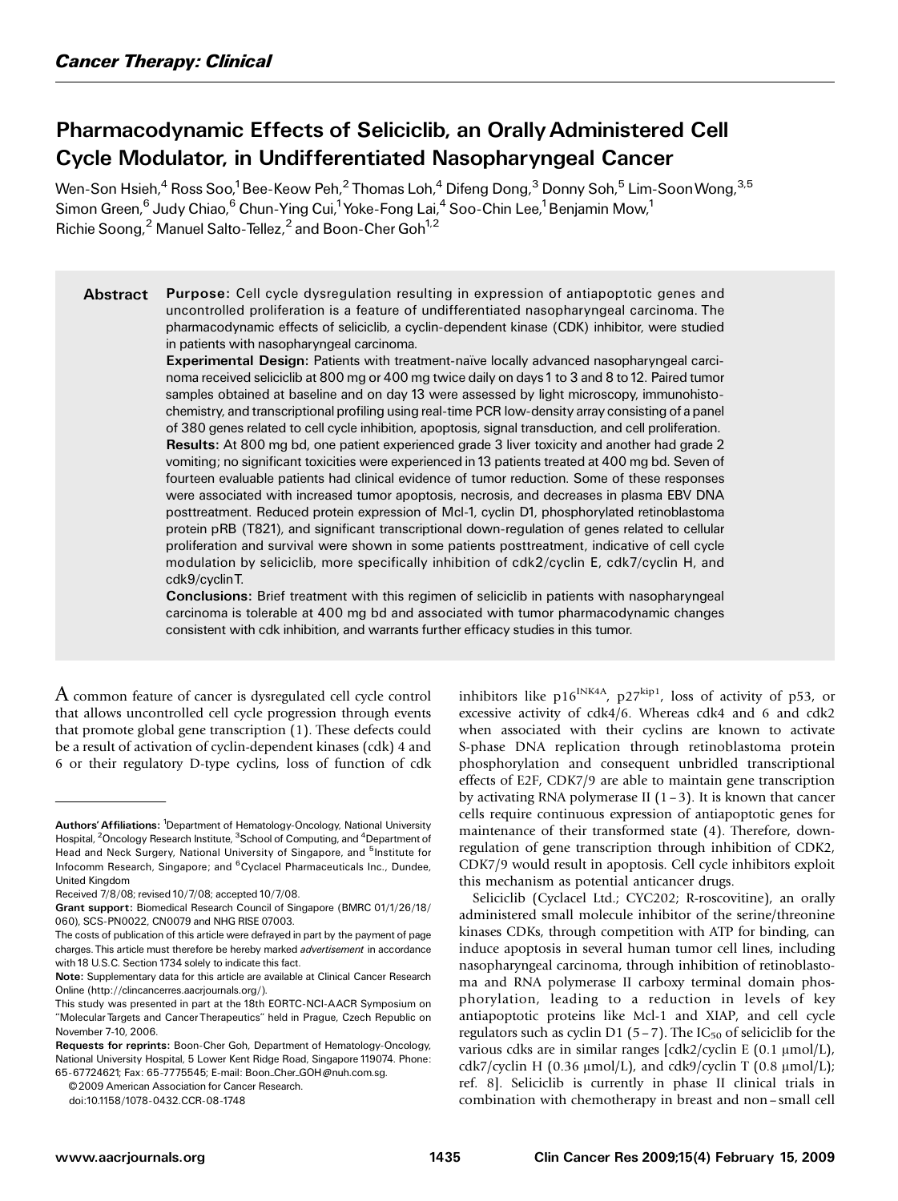# Pharmacodynamic Effects of Seliciclib, an Orally Administered Cell Cycle Modulator, in Undifferentiated Nasopharyngeal Cancer

Wen-Son Hsieh,[4] Ross Soo,[1] Bee-Keow Peh,[2] Thomas Loh,[4] Difeng Dong,[3] Donny Soh,[5] Lim-Soon Wong,[3,5] Simon Green,[6] Judy Chiao,[6] Chun-Ying Cui,[1] Yoke-Fong Lai,[4] Soo-Chin Lee,[1] Benjamin Mow,[1] Richie Soong,[2] Manuel Salto-Tellez,[2] and Boon-Cher Goh[1,2]

**Abstract**

**Purpose:** Cell cycle dysregulation resulting in expression of antiapoptotic genes and uncontrolled proliferation is a feature of undifferentiated nasopharyngeal carcinoma. The pharmacodynamic effects of seliciclib, a cyclin-dependent kinase (CDK) inhibitor, were studied in patients with nasopharyngeal carcinoma.

**Experimental Design:** Patients with treatment-naïve locally advanced nasopharyngeal carcinoma received seliciclib at 800 mg or 400 mg twice daily on days 1 to 3 and 8 to 12. Paired tumor samples obtained at baseline and on day 13 were assessed by light microscopy, immunohistochemistry, and transcriptional profiling using real-time PCR low-density array consisting of a panel of 380 genes related to cell cycle inhibition, apoptosis, signal transduction, and cell proliferation.

**Results:** At 800 mg bd, one patient experienced grade 3 liver toxicity and another had grade 2 vomiting; no significant toxicities were experienced in 13 patients treated at 400 mg bd. Seven of fourteen evaluable patients had clinical evidence of tumor reduction. Some of these responses were associated with increased tumor apoptosis, necrosis, and decreases in plasma EBV DNA posttreatment. Reduced protein expression of Mcl-1, cyclin D1, phosphorylated retinoblastoma protein pRB (T821), and significant transcriptional down-regulation of genes related to cellular proliferation and survival were shown in some patients posttreatment, indicative of cell cycle modulation by seliciclib, more specifically inhibition of cdk2/cyclin E, cdk7/cyclin H, and cdk9/cyclin T.

**Conclusions:** Brief treatment with this regimen of seliciclib in patients with nasopharyngeal carcinoma is tolerable at 400 mg bd and associated with tumor pharmacodynamic changes consistent with cdk inhibition, and warrants further efficacy studies in this tumor.

A common feature of cancer is dysregulated cell cycle control that allows uncontrolled cell cycle progression through events that promote global gene transcription (1). These defects could be a result of activation of cyclin-dependent kinases (cdk) 4 and 6 or their regulatory D-type cyclins, loss of function of cdk inhibitors like $p16^{INK4A}$, $p27^{kip1}$, loss of activity of p53, or excessive activity of cdk4/6. Whereas cdk4 and 6 and cdk2 when associated with their cyclins are known to activate S-phase DNA replication through retinoblastoma protein phosphorylation and consequent unbridled transcriptional effects of E2F, CDK7/9 are able to maintain gene transcription by activating RNA polymerase II (1–3). It is known that cancer cells require continuous expression of antiapoptotic genes for maintenance of their transformed state (4). Therefore, down-regulation of gene transcription through inhibition of CDK2, CDK7/9 would result in apoptosis. Cell cycle inhibitors exploit this mechanism as potential anticancer drugs.

Seliciclib (Cyclacel Ltd.; CYC202; R-roscovitine), an orally administered small molecule inhibitor of the serine/threonine kinases CDKs, through competition with ATP for binding, can induce apoptosis in several human tumor cell lines, including nasopharyngeal carcinoma, through inhibition of retinoblastoma and RNA polymerase II carboxy terminal domain phosphorylation, leading to a reduction in levels of key antiapoptotic proteins like Mcl-1 and XIAP, and cell cycle regulators such as cyclin D1 (5–7). The $IC_{50}$ of seliciclib for the various cdks are in similar ranges [cdk2/cyclin E (0.1 μmol/L), cdk7/cyclin H (0.36 μmol/L), and cdk9/cyclin T (0.8 μmol/L); ref. 8]. Seliciclib is currently in phase II clinical trials in combination with chemotherapy in breast and non–small cell

---

**Authors' Affiliations:** [1]Department of Hematology-Oncology, National University Hospital, [2]Oncology Research Institute, [3]School of Computing, and [4]Department of Head and Neck Surgery, National University of Singapore, and [5]Institute for Infocomm Research, Singapore; and [6]Cyclacel Pharmaceuticals Inc., Dundee, United Kingdom

Received 7/8/08; revised 10/7/08; accepted 10/7/08.

**Grant support:** Biomedical Research Council of Singapore (BMRC 01/1/26/18/060), SCS-PN0022, CN0079 and NHG RISE 07003.

The costs of publication of this article were defrayed in part by the payment of page charges. This article must therefore be hereby marked *advertisement* in accordance with 18 U.S.C. Section 1734 solely to indicate this fact.

**Note:** Supplementary data for this article are available at Clinical Cancer Research Online (http://clincancerres.aacrjournals.org/).

This study was presented in part at the 18th EORTC-NCI-AACR Symposium on "Molecular Targets and Cancer Therapeutics" held in Prague, Czech Republic on November 7-10, 2006.

**Requests for reprints:** Boon-Cher Goh, Department of Hematology-Oncology, National University Hospital, 5 Lower Kent Ridge Road, Singapore 119074. Phone: 65-67724621; Fax: 65-7775545; E-mail: Boon_Cher_GOH@nuh.com.sg.

©2009 American Association for Cancer Research.

doi:10.1158/1078-0432.CCR-08-1748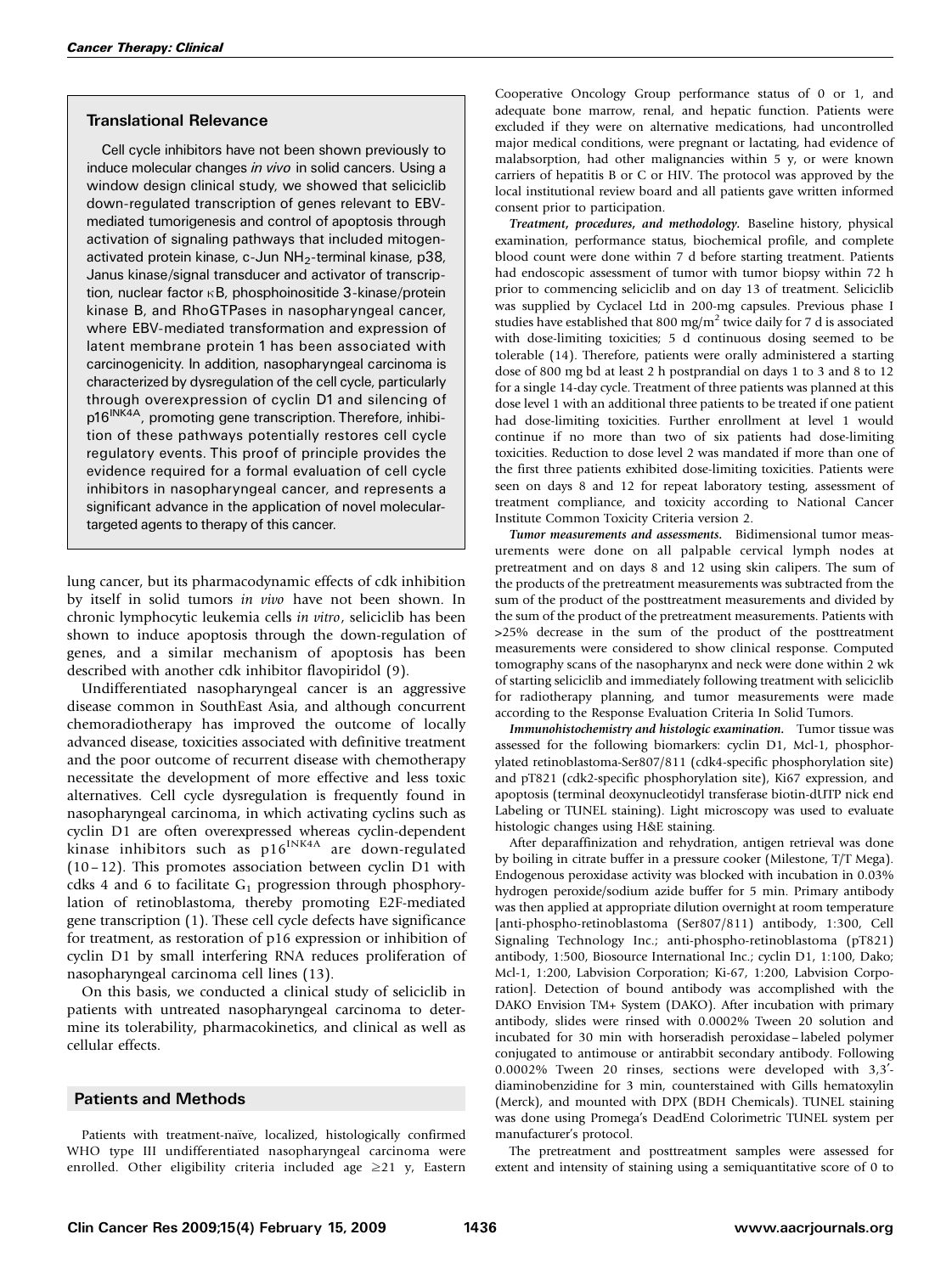### Translational Relevance

Cell cycle inhibitors have not been shown previously to induce molecular changes *in vivo* in solid cancers. Using a window design clinical study, we showed that seliciclib down-regulated transcription of genes relevant to EBV-mediated tumorigenesis and control of apoptosis through activation of signaling pathways that included mitogen-activated protein kinase, c-Jun $NH_2$-terminal kinase, p38, Janus kinase/signal transducer and activator of transcription, nuclear factor κB, phosphoinositide 3-kinase/protein kinase B, and RhoGTPases in nasopharyngeal cancer, where EBV-mediated transformation and expression of latent membrane protein 1 has been associated with carcinogenicity. In addition, nasopharyngeal carcinoma is characterized by dysregulation of the cell cycle, particularly through overexpression of cyclin D1 and silencing of $p16^{INK4A}$, promoting gene transcription. Therefore, inhibition of these pathways potentially restores cell cycle regulatory events. This proof of principle provides the evidence required for a formal evaluation of cell cycle inhibitors in nasopharyngeal cancer, and represents a significant advance in the application of novel molecular-targeted agents to therapy of this cancer.

lung cancer, but its pharmacodynamic effects of cdk inhibition by itself in solid tumors *in vivo* have not been shown. In chronic lymphocytic leukemia cells *in vitro*, seliciclib has been shown to induce apoptosis through the down-regulation of genes, and a similar mechanism of apoptosis has been described with another cdk inhibitor flavopiridol (9).

Undifferentiated nasopharyngeal cancer is an aggressive disease common in SouthEast Asia, and although concurrent chemoradiotherapy has improved the outcome of locally advanced disease, toxicities associated with definitive treatment and the poor outcome of recurrent disease with chemotherapy necessitate the development of more effective and less toxic alternatives. Cell cycle dysregulation is frequently found in nasopharyngeal carcinoma, in which activating cyclins such as cyclin D1 are often overexpressed whereas cyclin-dependent kinase inhibitors such as $p16^{INK4A}$ are down-regulated (10–12). This promotes association between cyclin D1 with cdks 4 and 6 to facilitate $G_1$ progression through phosphorylation of retinoblastoma, thereby promoting E2F-mediated gene transcription (1). These cell cycle defects have significance for treatment, as restoration of p16 expression or inhibition of cyclin D1 by small interfering RNA reduces proliferation of nasopharyngeal carcinoma cell lines (13).

On this basis, we conducted a clinical study of seliciclib in patients with untreated nasopharyngeal carcinoma to determine its tolerability, pharmacokinetics, and clinical as well as cellular effects.

## Patients and Methods

Patients with treatment-naïve, localized, histologically confirmed WHO type III undifferentiated nasopharyngeal carcinoma were enrolled. Other eligibility criteria included age ≥21 y, Eastern Cooperative Oncology Group performance status of 0 or 1, and adequate bone marrow, renal, and hepatic function. Patients were excluded if they were on alternative medications, had uncontrolled major medical conditions, were pregnant or lactating, had evidence of malabsorption, had other malignancies within 5 y, or were known carriers of hepatitis B or C or HIV. The protocol was approved by the local institutional review board and all patients gave written informed consent prior to participation.

***Treatment, procedures, and methodology.*** Baseline history, physical examination, performance status, biochemical profile, and complete blood count were done within 7 d before starting treatment. Patients had endoscopic assessment of tumor with tumor biopsy within 72 h prior to commencing seliciclib and on day 13 of treatment. Seliciclib was supplied by Cyclacel Ltd in 200-mg capsules. Previous phase I studies have established that 800 mg/m$^2$ twice daily for 7 d is associated with dose-limiting toxicities; 5 d continuous dosing seemed to be tolerable (14). Therefore, patients were orally administered a starting dose of 800 mg bd at least 2 h postprandial on days 1 to 3 and 8 to 12 for a single 14-day cycle. Treatment of three patients was planned at this dose level 1 with an additional three patients to be treated if one patient had dose-limiting toxicities. Further enrollment at level 1 would continue if no more than two of six patients had dose-limiting toxicities. Reduction to dose level 2 was mandated if more than one of the first three patients exhibited dose-limiting toxicities. Patients were seen on days 8 and 12 for repeat laboratory testing, assessment of treatment compliance, and toxicity according to National Cancer Institute Common Toxicity Criteria version 2.

***Tumor measurements and assessments.*** Bidimensional tumor measurements were done on all palpable cervical lymph nodes at pretreatment and on days 8 and 12 using skin calipers. The sum of the products of the pretreatment measurements was subtracted from the sum of the product of the posttreatment measurements and divided by the sum of the product of the pretreatment measurements. Patients with >25% decrease in the sum of the product of the posttreatment measurements were considered to show clinical response. Computed tomography scans of the nasopharynx and neck were done within 2 wk of starting seliciclib and immediately following treatment with seliciclib for radiotherapy planning, and tumor measurements were made according to the Response Evaluation Criteria In Solid Tumors.

***Immunohistochemistry and histologic examination.*** Tumor tissue was assessed for the following biomarkers: cyclin D1, Mcl-1, phosphorylated retinoblastoma-Ser807/811 (cdk4-specific phosphorylation site) and pT821 (cdk2-specific phosphorylation site), Ki67 expression, and apoptosis (terminal deoxynucleotidyl transferase biotin-dUTP nick end Labeling or TUNEL staining). Light microscopy was used to evaluate histologic changes using H&E staining.

After deparaffinization and rehydration, antigen retrieval was done by boiling in citrate buffer in a pressure cooker (Milestone, T/T Mega). Endogenous peroxidase activity was blocked with incubation in 0.03% hydrogen peroxide/sodium azide buffer for 5 min. Primary antibody was then applied at appropriate dilution overnight at room temperature [anti-phospho-retinoblastoma (Ser807/811) antibody, 1:300, Cell Signaling Technology Inc.; anti-phospho-retinoblastoma (pT821) antibody, 1:500, Biosource International Inc.; cyclin D1, 1:100, Dako; Mcl-1, 1:200, Labvision Corporation; Ki-67, 1:200, Labvision Corporation]. Detection of bound antibody was accomplished with the DAKO Envision TM+ System (DAKO). After incubation with primary antibody, slides were rinsed with 0.0002% Tween 20 solution and incubated for 30 min with horseradish peroxidase–labeled polymer conjugated to antimouse or antirabbit secondary antibody. Following 0.0002% Tween 20 rinses, sections were developed with 3,3′-diaminobenzidine for 3 min, counterstained with Gills hematoxylin (Merck), and mounted with DPX (BDH Chemicals). TUNEL staining was done using Promega's DeadEnd Colorimetric TUNEL system per manufacturer's protocol.

The pretreatment and posttreatment samples were assessed for extent and intensity of staining using a semiquantitative score of 0 to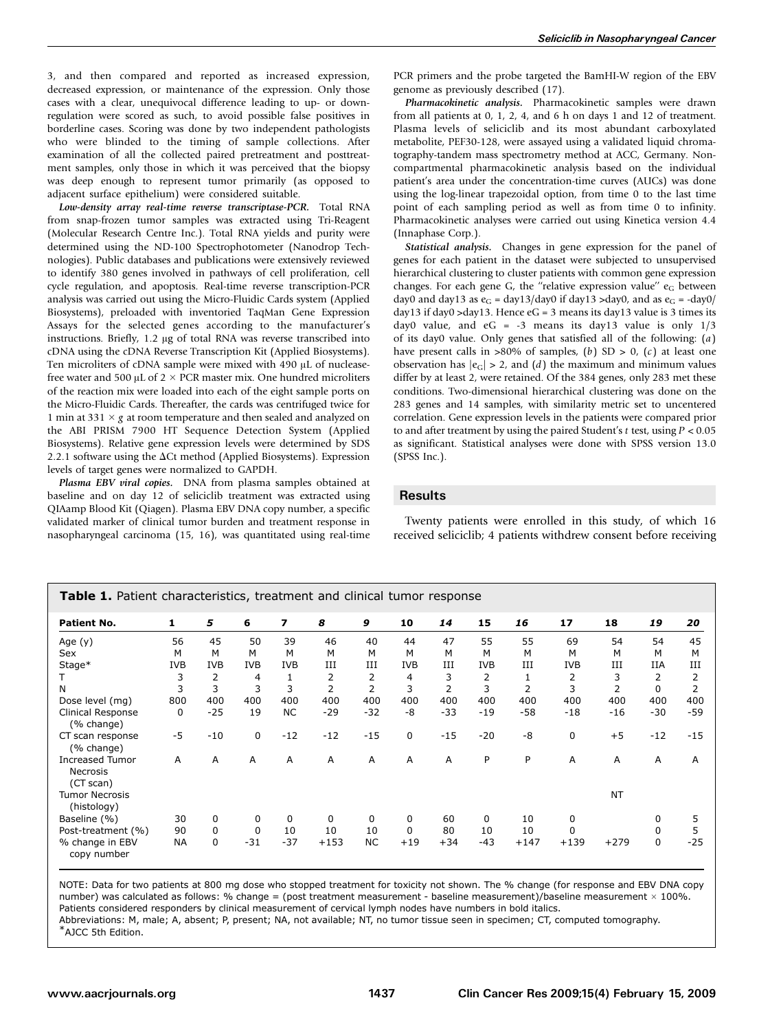3, and then compared and reported as increased expression, decreased expression, or maintenance of the expression. Only those cases with a clear, unequivocal difference leading to up- or down-regulation were scored as such, to avoid possible false positives in borderline cases. Scoring was done by two independent pathologists who were blinded to the timing of sample collections. After examination of all the collected paired pretreatment and posttreatment samples, only those in which it was perceived that the biopsy was deep enough to represent tumor primarily (as opposed to adjacent surface epithelium) were considered suitable.

***Low-density array real-time reverse transcriptase-PCR.*** Total RNA from snap-frozen tumor samples was extracted using Tri-Reagent (Molecular Research Centre Inc.). Total RNA yields and purity were determined using the ND-100 Spectrophotometer (Nanodrop Technologies). Public databases and publications were extensively reviewed to identify 380 genes involved in pathways of cell proliferation, cell cycle regulation, and apoptosis. Real-time reverse transcription-PCR analysis was carried out using the Micro-Fluidic Cards system (Applied Biosystems), preloaded with inventoried TaqMan Gene Expression Assays for the selected genes according to the manufacturer's instructions. Briefly, 1.2 μg of total RNA was reverse transcribed into cDNA using the cDNA Reverse Transcription Kit (Applied Biosystems). Ten microliters of cDNA sample were mixed with 490 μL of nuclease-free water and 500 μL of 2 × PCR master mix. One hundred microliters of the reaction mix were loaded into each of the eight sample ports on the Micro-Fluidic Cards. Thereafter, the cards were centrifuged twice for 1 min at 331 × *g* at room temperature and then sealed and analyzed on the ABI PRISM 7900 HT Sequence Detection System (Applied Biosystems). Relative gene expression levels were determined by SDS 2.2.1 software using the ΔCt method (Applied Biosystems). Expression levels of target genes were normalized to GAPDH.

***Plasma EBV viral copies.*** DNA from plasma samples obtained at baseline and on day 12 of seliciclib treatment was extracted using QIAmp Blood Kit (Qiagen). Plasma EBV DNA copy number, a specific validated marker of clinical tumor burden and treatment response in nasopharyngeal carcinoma (15, 16), was quantitated using real-time PCR primers and the probe targeted the BamHI-W region of the EBV genome as previously described (17).

***Pharmacokinetic analysis.*** Pharmacokinetic samples were drawn from all patients at 0, 1, 2, 4, and 6 h on days 1 and 12 of treatment. Plasma levels of seliciclib and its most abundant carboxylated metabolite, PEF30-128, were assayed using a validated liquid chromatography-tandem mass spectrometry method at ACC, Germany. Noncompartmental pharmacokinetic analysis based on the individual patient's area under the concentration-time curves (AUCs) was done using the log-linear trapezoidal option, from time 0 to the last time point of each sampling period as well as from time 0 to infinity. Pharmacokinetic analyses were carried out using Kinetica version 4.4 (Innaphase Corp.).

***Statistical analysis.*** Changes in gene expression for the panel of genes for each patient in the dataset were subjected to unsupervised hierarchical clustering to cluster patients with common gene expression changes. For each gene G, the "relative expression value" $e_G$ between day0 and day13 as $e_G$ = day13/day0 if day13 >day0, and as $e_G$ = -day0/day13 if day0 >day13. Hence eG = 3 means its day13 value is 3 times its day0 value, and eG = -3 means its day13 value is only 1/3 of its day0 value. Only genes that satisfied all of the following: (*a*) have present calls in >80% of samples, (*b*) SD > 0, (*c*) at least one observation has $|e_G| > 2$, and (*d*) the maximum and minimum values differ by at least 2, were retained. Of the 384 genes, only 283 met these conditions. Two-dimensional hierarchical clustering was done on the 283 genes and 14 samples, with similarity metric set to uncentered correlation. Gene expression levels in the patients were compared prior to and after treatment by using the paired Student's *t* test, using $P < 0.05$ as significant. Statistical analyses were done with SPSS version 13.0 (SPSS Inc.).

## Results

Twenty patients were enrolled in this study, of which 16 received seliciclib; 4 patients withdrew consent before receiving

**Table 1.** Patient characteristics, treatment and clinical tumor response

| Patient No. | 1 | *5* | 6 | 7 | *8* | *9* | 10 | *14* | 15 | *16* | 17 | 18 | *19* | *20* |
|---|---|---|---|---|---|---|---|---|---|---|---|---|---|---|
| Age (y) | 56 | 45 | 50 | 39 | 46 | 40 | 44 | 47 | 55 | 55 | 69 | 54 | 54 | 45 |
| Sex | M | M | M | M | M | M | M | M | M | M | M | M | M | M |
| Stage* | IVB | IVB | IVB | IVB | III | III | IVB | III | IVB | III | IVB | III | IIA | III |
| T | 3 | 2 | 4 | 1 | 2 | 2 | 4 | 3 | 2 | 1 | 2 | 3 | 2 | 2 |
| N | 3 | 3 | 3 | 3 | 2 | 2 | 3 | 2 | 3 | 2 | 3 | 2 | 0 | 2 |
| Dose level (mg) | 800 | 400 | 400 | 400 | 400 | 400 | 400 | 400 | 400 | 400 | 400 | 400 | 400 | 400 |
| Clinical Response (% change) | 0 | -25 | 19 | NC | -29 | -32 | -8 | -33 | -19 | -58 | -18 | -16 | -30 | -59 |
| CT scan response (% change) | -5 | -10 | 0 | -12 | -12 | -15 | 0 | -15 | -20 | -8 | 0 | +5 | -12 | -15 |
| Increased Tumor Necrosis (CT scan) | A | A | A | A | A | A | A | A | P | P | A | A | A | A |
| Tumor Necrosis (histology) | | | | | | | | | | | | NT | | |
| Baseline (%) | 30 | 0 | 0 | 0 | 0 | 0 | 0 | 60 | 0 | 10 | 0 | | 0 | 5 |
| Post-treatment (%) | 90 | 0 | 0 | 10 | 10 | 10 | 0 | 80 | 10 | 10 | 0 | | 0 | 5 |
| % change in EBV copy number | NA | 0 | -31 | -37 | +153 | NC | +19 | +34 | -43 | +147 | +139 | +279 | 0 | -25 |

NOTE: Data for two patients at 800 mg dose who stopped treatment for toxicity not shown. The % change (for response and EBV DNA copy number) was calculated as follows: % change = (post treatment measurement - baseline measurement)/baseline measurement × 100%. Patients considered responders by clinical measurement of cervical lymph nodes have numbers in bold italics.

Abbreviations: M, male; A, absent; P, present; NA, not available; NT, no tumor tissue seen in specimen; CT, computed tomography.

*AJCC 5th Edition.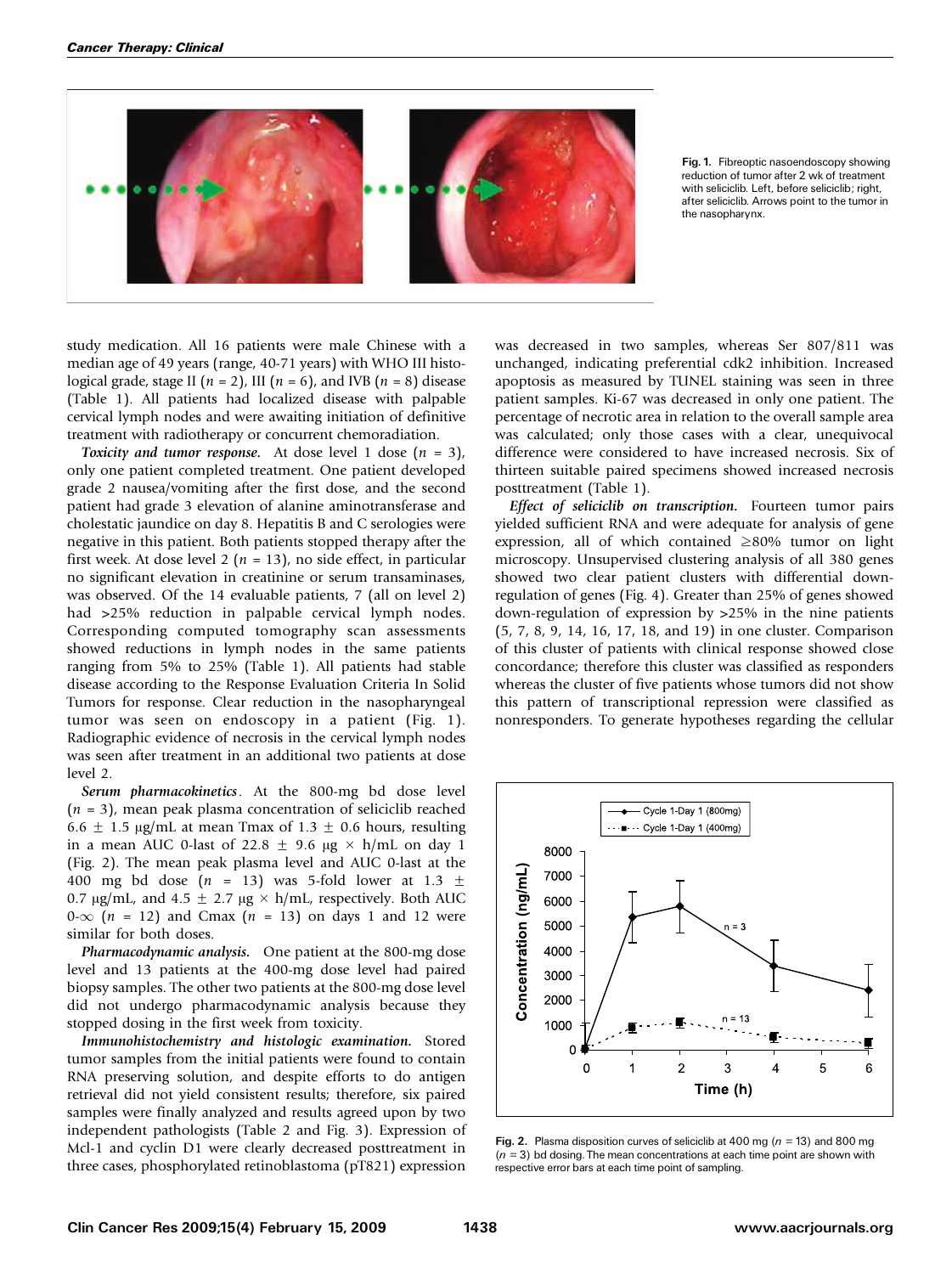Fig. 1. Fibreoptic nasoendoscopy showing reduction of tumor after 2 wk of treatment with seliciclib. Left, before seliciclib; right, after seliciclib. Arrows point to the tumor in the nasopharynx.

study medication. All 16 patients were male Chinese with a median age of 49 years (range, 40-71 years) with WHO III histological grade, stage II ($n$ = 2), III ($n$ = 6), and IVB ($n$ = 8) disease (Table 1). All patients had localized disease with palpable cervical lymph nodes and were awaiting initiation of definitive treatment with radiotherapy or concurrent chemoradiation.

***Toxicity and tumor response.*** At dose level 1 dose ($n$ = 3), only one patient completed treatment. One patient developed grade 2 nausea/vomiting after the first dose, and the second patient had grade 3 elevation of alanine aminotransferase and cholestatic jaundice on day 8. Hepatitis B and C serologies were negative in this patient. Both patients stopped therapy after the first week. At dose level 2 ($n$ = 13), no side effect, in particular no significant elevation in creatinine or serum transaminases, was observed. Of the 14 evaluable patients, 7 (all on level 2) had >25% reduction in palpable cervical lymph nodes. Corresponding computed tomography scan assessments showed reductions in lymph nodes in the same patients ranging from 5% to 25% (Table 1). All patients had stable disease according to the Response Evaluation Criteria In Solid Tumors for response. Clear reduction in the nasopharyngeal tumor was seen on endoscopy in a patient (Fig. 1). Radiographic evidence of necrosis in the cervical lymph nodes was seen after treatment in an additional two patients at dose level 2.

***Serum pharmacokinetics.*** At the 800-mg bd dose level ($n$ = 3), mean peak plasma concentration of seliciclib reached 6.6 ± 1.5 μg/mL at mean Tmax of 1.3 ± 0.6 hours, resulting in a mean AUC 0-last of 22.8 ± 9.6 μg × h/mL on day 1 (Fig. 2). The mean peak plasma level and AUC 0-last at the 400 mg bd dose ($n$ = 13) was 5-fold lower at 1.3 ± 0.7 μg/mL, and 4.5 ± 2.7 μg × h/mL, respectively. Both AUC 0-∞ ($n$ = 12) and Cmax ($n$ = 13) on days 1 and 12 were similar for both doses.

***Pharmacodynamic analysis.*** One patient at the 800-mg dose level and 13 patients at the 400-mg dose level had paired biopsy samples. The other two patients at the 800-mg dose level did not undergo pharmacodynamic analysis because they stopped dosing in the first week from toxicity.

***Immunohistochemistry and histologic examination.*** Stored tumor samples from the initial patients were found to contain RNA preserving solution, and despite efforts to do antigen retrieval did not yield consistent results; therefore, six paired samples were finally analyzed and results agreed upon by two independent pathologists (Table 2 and Fig. 3). Expression of Mcl-1 and cyclin D1 were clearly decreased posttreatment in three cases, phosphorylated retinoblastoma (pT821) expression was decreased in two samples, whereas Ser 807/811 was unchanged, indicating preferential cdk2 inhibition. Increased apoptosis as measured by TUNEL staining was seen in three patient samples. Ki-67 was decreased in only one patient. The percentage of necrotic area in relation to the overall sample area was calculated; only those cases with a clear, unequivocal difference were considered to have increased necrosis. Six of thirteen suitable paired specimens showed increased necrosis posttreatment (Table 1).

***Effect of seliciclib on transcription.*** Fourteen tumor pairs yielded sufficient RNA and were adequate for analysis of gene expression, all of which contained ≥80% tumor on light microscopy. Unsupervised clustering analysis of all 380 genes showed two clear patient clusters with differential down-regulation of genes (Fig. 4). Greater than 25% of genes showed down-regulation of expression by >25% in the nine patients (5, 7, 8, 9, 14, 16, 17, 18, and 19) in one cluster. Comparison of this cluster of patients with clinical response showed close concordance; therefore this cluster was classified as responders whereas the cluster of five patients whose tumors did not show this pattern of transcriptional repression were classified as nonresponders. To generate hypotheses regarding the cellular

Fig. 2. Plasma disposition curves of seliciclib at 400 mg ($n$ = 13) and 800 mg ($n$ = 3) bd dosing. The mean concentrations at each time point are shown with respective error bars at each time point of sampling.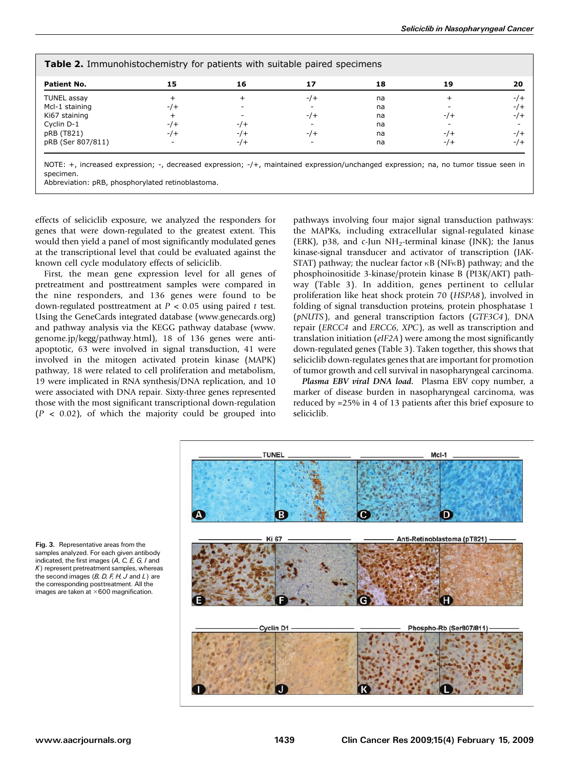**Table 2.** Immunohistochemistry for patients with suitable paired specimens

| Patient No. | 15 | 16 | 17 | 18 | 19 | 20 |
|---|---|---|---|---|---|---|
| TUNEL assay | + | + | -/+ | na | + | -/+ |
| Mcl-1 staining | -/+ | - | - | na | - | -/+ |
| Ki67 staining | + | - | -/+ | na | -/+ | -/+ |
| Cyclin D-1 | -/+ | -/+ | - | na | - | - |
| pRB (T821) | -/+ | -/+ | -/+ | na | -/+ | -/+ |
| pRB (Ser 807/811) | - | -/+ | - | na | -/+ | -/+ |

NOTE: +, increased expression; -, decreased expression; -/+, maintained expression/unchanged expression; na, no tumor tissue seen in specimen.
Abbreviation: pRB, phosphorylated retinoblastoma.

effects of seliciclib exposure, we analyzed the responders for genes that were down-regulated to the greatest extent. This would then yield a panel of most significantly modulated genes at the transcriptional level that could be evaluated against the known cell cycle modulatory effects of seliciclib.

First, the mean gene expression level for all genes of pretreatment and posttreatment samples were compared in the nine responders, and 136 genes were found to be down-regulated posttreatment at $P < 0.05$ using paired $t$ test. Using the GeneCards integrated database (www.genecards.org) and pathway analysis via the KEGG pathway database (www.genome.jp/kegg/pathway.html), 18 of 136 genes were anti-apoptotic, 63 were involved in signal transduction, 41 were involved in the mitogen activated protein kinase (MAPK) pathway, 18 were related to cell proliferation and metabolism, 19 were implicated in RNA synthesis/DNA replication, and 10 were associated with DNA repair. Sixty-three genes represented those with the most significant transcriptional down-regulation ($P < 0.02$), of which the majority could be grouped into pathways involving four major signal transduction pathways: the MAPKs, including extracellular signal-regulated kinase (ERK), p38, and c-Jun $NH_2$-terminal kinase (JNK); the Janus kinase-signal transducer and activator of transcription (JAK-STAT) pathway; the nuclear factor κB (NFκB) pathway; and the phosphoinositide 3-kinase/protein kinase B (PI3K/AKT) pathway (Table 3). In addition, genes pertinent to cellular proliferation like heat shock protein 70 (*HSPA8*), involved in folding of signal transduction proteins, protein phosphatase 1 (*pNUTS*), and general transcription factors (*GTF3C4*), DNA repair (*ERCC4* and *ERCC6*, *XPC*), as well as transcription and translation initiation (*eIF2A*) were among the most significantly down-regulated genes (Table 3). Taken together, this shows that seliciclib down-regulates genes that are important for promotion of tumor growth and cell survival in nasopharyngeal carcinoma.

***Plasma EBV viral DNA load.*** Plasma EBV copy number, a marker of disease burden in nasopharyngeal carcinoma, was reduced by ≥25% in 4 of 13 patients after this brief exposure to seliciclib.

**Fig. 3.** Representative areas from the samples analyzed. For each given antibody indicated, the first images (*A, C, E, G, I* and *K*) represent pretreatment samples, whereas the second images (*B, D, F, H, J* and *L*) are the corresponding posttreatment. All the images are taken at ×600 magnification.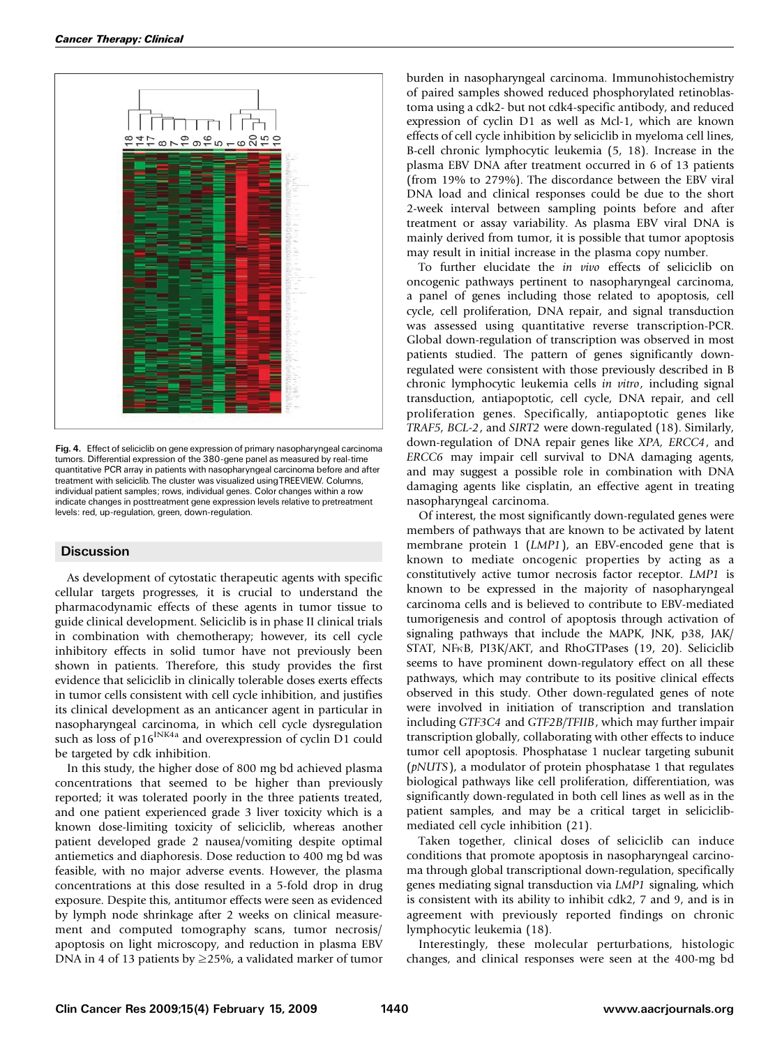Fig. 4. Effect of seliciclib on gene expression of primary nasopharyngeal carcinoma tumors. Differential expression of the 380-gene panel as measured by real-time quantitative PCR array in patients with nasopharyngeal carcinoma before and after treatment with seliciclib. The cluster was visualized using TREEVIEW. Columns, individual patient samples; rows, individual genes. Color changes within a row indicate changes in posttreatment gene expression levels relative to pretreatment levels: red, up-regulation, green, down-regulation.

## Discussion

As development of cytostatic therapeutic agents with specific cellular targets progresses, it is crucial to understand the pharmacodynamic effects of these agents in tumor tissue to guide clinical development. Seliciclib is in phase II clinical trials in combination with chemotherapy; however, its cell cycle inhibitory effects in solid tumor have not previously been shown in patients. Therefore, this study provides the first evidence that seliciclib in clinically tolerable doses exerts effects in tumor cells consistent with cell cycle inhibition, and justifies its clinical development as an anticancer agent in particular in nasopharyngeal carcinoma, in which cell cycle dysregulation such as loss of $p16^{INK4a}$ and overexpression of cyclin D1 could be targeted by cdk inhibition.

In this study, the higher dose of 800 mg bd achieved plasma concentrations that seemed to be higher than previously reported; it was tolerated poorly in the three patients treated, and one patient experienced grade 3 liver toxicity which is a known dose-limiting toxicity of seliciclib, whereas another patient developed grade 2 nausea/vomiting despite optimal antiemetics and diaphoresis. Dose reduction to 400 mg bd was feasible, with no major adverse events. However, the plasma concentrations at this dose resulted in a 5-fold drop in drug exposure. Despite this, antitumor effects were seen as evidenced by lymph node shrinkage after 2 weeks on clinical measurement and computed tomography scans, tumor necrosis/apoptosis on light microscopy, and reduction in plasma EBV DNA in 4 of 13 patients by ≥25%, a validated marker of tumor burden in nasopharyngeal carcinoma. Immunohistochemistry of paired samples showed reduced phosphorylated retinoblastoma using a cdk2- but not cdk4-specific antibody, and reduced expression of cyclin D1 as well as Mcl-1, which are known effects of cell cycle inhibition by seliciclib in myeloma cell lines, B-cell chronic lymphocytic leukemia (5, 18). Increase in the plasma EBV DNA after treatment occurred in 6 of 13 patients (from 19% to 279%). The discordance between the EBV viral DNA load and clinical responses could be due to the short 2-week interval between sampling points before and after treatment or assay variability. As plasma EBV viral DNA is mainly derived from tumor, it is possible that tumor apoptosis may result in initial increase in the plasma copy number.

To further elucidate the *in vivo* effects of seliciclib on oncogenic pathways pertinent to nasopharyngeal carcinoma, a panel of genes including those related to apoptosis, cell cycle, cell proliferation, DNA repair, and signal transduction was assessed using quantitative reverse transcription-PCR. Global down-regulation of transcription was observed in most patients studied. The pattern of genes significantly down-regulated were consistent with those previously described in B chronic lymphocytic leukemia cells *in vitro*, including signal transduction, antiapoptotic, cell cycle, DNA repair, and cell proliferation genes. Specifically, antiapoptotic genes like *TRAF5*, *BCL-2*, and *SIRT2* were down-regulated (18). Similarly, down-regulation of DNA repair genes like *XPA*, *ERCC4*, and *ERCC6* may impair cell survival to DNA damaging agents, and may suggest a possible role in combination with DNA damaging agents like cisplatin, an effective agent in treating nasopharyngeal carcinoma.

Of interest, the most significantly down-regulated genes were members of pathways that are known to be activated by latent membrane protein 1 (*LMP1*), an EBV-encoded gene that is known to mediate oncogenic properties by acting as a constitutively active tumor necrosis factor receptor. *LMP1* is known to be expressed in the majority of nasopharyngeal carcinoma cells and is believed to contribute to EBV-mediated tumorigenesis and control of apoptosis through activation of signaling pathways that include the MAPK, JNK, p38, JAK/STAT, NFκB, PI3K/AKT, and RhoGTPases (19, 20). Seliciclib seems to have prominent down-regulatory effect on all these pathways, which may contribute to its positive clinical effects observed in this study. Other down-regulated genes of note were involved in initiation of transcription and translation including *GTF3C4* and *GTF2B/TFIIB*, which may further impair transcription globally, collaborating with other effects to induce tumor cell apoptosis. Phosphatase 1 nuclear targeting subunit (*pNUTS*), a modulator of protein phosphatase 1 that regulates biological pathways like cell proliferation, differentiation, was significantly down-regulated in both cell lines as well as in the patient samples, and may be a critical target in seliciclib-mediated cell cycle inhibition (21).

Taken together, clinical doses of seliciclib can induce conditions that promote apoptosis in nasopharyngeal carcinoma through global transcriptional down-regulation, specifically genes mediating signal transduction via *LMP1* signaling, which is consistent with its ability to inhibit cdk2, 7 and 9, and is in agreement with previously reported findings on chronic lymphocytic leukemia (18).

Interestingly, these molecular perturbations, histologic changes, and clinical responses were seen at the 400-mg bd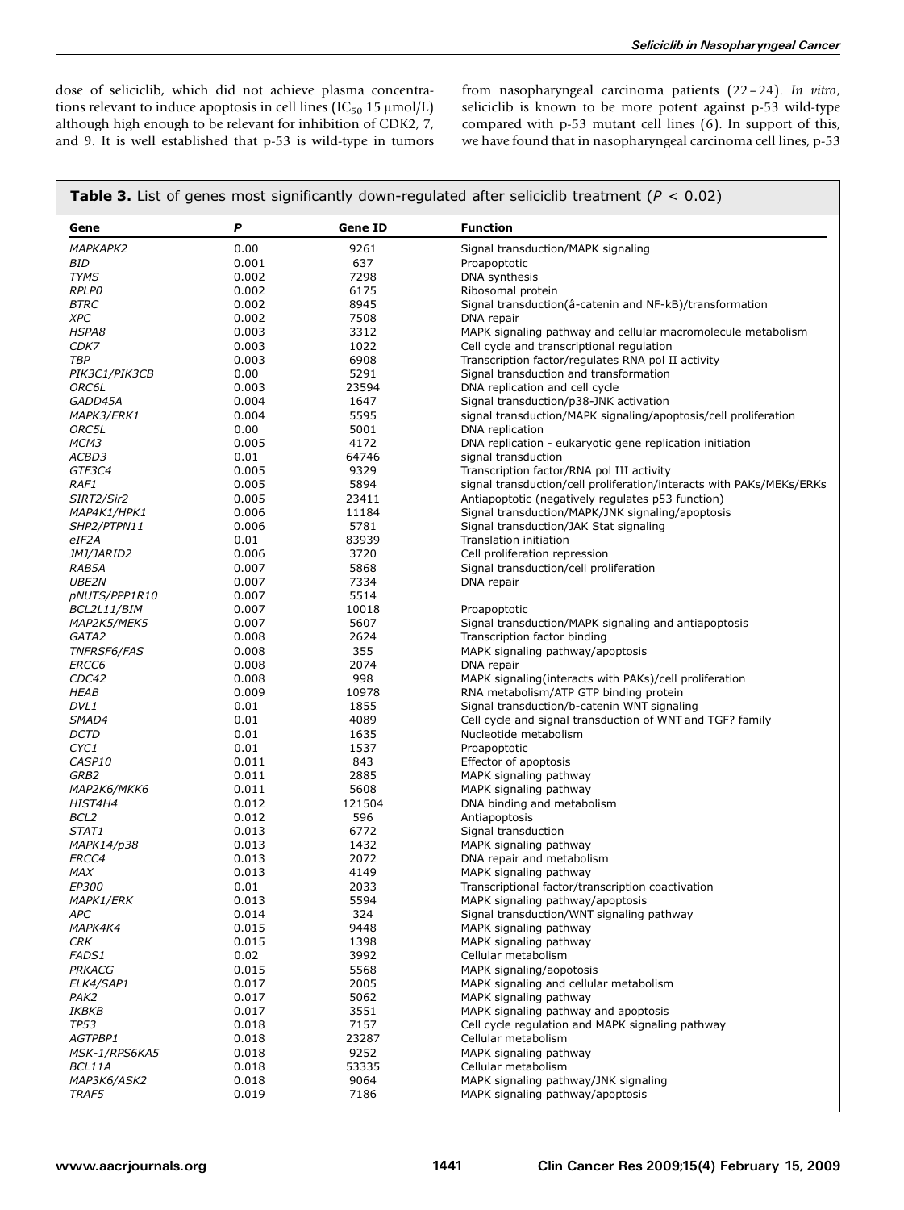dose of seliciclib, which did not achieve plasma concentrations relevant to induce apoptosis in cell lines ($IC_{50}$ 15 μmol/L) although high enough to be relevant for inhibition of CDK2, 7, and 9. It is well established that p-53 is wild-type in tumors from nasopharyngeal carcinoma patients (22–24). *In vitro*, seliciclib is known to be more potent against p-53 wild-type compared with p-53 mutant cell lines (6). In support of this, we have found that in nasopharyngeal carcinoma cell lines, p-53

**Table 3.** List of genes most significantly down-regulated after seliciclib treatment ($P < 0.02$)

| Gene | P | Gene ID | Function |
|---|---|---|---|
| *MAPKAPK2* | 0.00 | 9261 | Signal transduction/MAPK signaling |
| *BID* | 0.001 | 637 | Proapoptotic |
| *TYMS* | 0.002 | 7298 | DNA synthesis |
| *RPLP0* | 0.002 | 6175 | Ribosomal protein |
| *BTRC* | 0.002 | 8945 | Signal transduction(â-catenin and NF-kB)/transformation |
| *XPC* | 0.002 | 7508 | DNA repair |
| *HSPA8* | 0.003 | 3312 | MAPK signaling pathway and cellular macromolecule metabolism |
| *CDK7* | 0.003 | 1022 | Cell cycle and transcriptional regulation |
| *TBP* | 0.003 | 6908 | Transcription factor/regulates RNA pol II activity |
| *PIK3C1/PIK3CB* | 0.00 | 5291 | Signal transduction and transformation |
| *ORC6L* | 0.003 | 23594 | DNA replication and cell cycle |
| *GADD45A* | 0.004 | 1647 | Signal transduction/p38-JNK activation |
| *MAPK3/ERK1* | 0.004 | 5595 | signal transduction/MAPK signaling/apoptosis/cell proliferation |
| *ORC5L* | 0.00 | 5001 | DNA replication |
| *MCM3* | 0.005 | 4172 | DNA replication - eukaryotic gene replication initiation |
| *ACBD3* | 0.01 | 64746 | signal transduction |
| *GTF3C4* | 0.005 | 9329 | Transcription factor/RNA pol III activity |
| *RAF1* | 0.005 | 5894 | signal transduction/cell proliferation/interacts with PAKs/MEKs/ERKs |
| *SIRT2/Sir2* | 0.005 | 23411 | Antiapoptotic (negatively regulates p53 function) |
| *MAP4K1/HPK1* | 0.006 | 11184 | Signal transduction/MAPK/JNK signaling/apoptosis |
| *SHP2/PTPN11* | 0.006 | 5781 | Signal transduction/JAK Stat signaling |
| *eIF2A* | 0.01 | 83939 | Translation initiation |
| *JMJ/JARID2* | 0.006 | 3720 | Cell proliferation repression |
| *RAB5A* | 0.007 | 5868 | Signal transduction/cell proliferation |
| *UBE2N* | 0.007 | 7334 | DNA repair |
| *pNUTS/PPP1R10* | 0.007 | 5514 | |
| *BCL2L11/BIM* | 0.007 | 10018 | Proapoptotic |
| *MAP2K5/MEK5* | 0.007 | 5607 | Signal transduction/MAPK signaling and antiapoptosis |
| *GATA2* | 0.008 | 2624 | Transcription factor binding |
| *TNFRSF6/FAS* | 0.008 | 355 | MAPK signaling pathway/apoptosis |
| *ERCC6* | 0.008 | 2074 | DNA repair |
| *CDC42* | 0.008 | 998 | MAPK signaling(interacts with PAKs)/cell proliferation |
| *HEAB* | 0.009 | 10978 | RNA metabolism/ATP GTP binding protein |
| *DVL1* | 0.01 | 1855 | Signal transduction/b-catenin WNT signaling |
| *SMAD4* | 0.01 | 4089 | Cell cycle and signal transduction of WNT and TGF? family |
| *DCTD* | 0.01 | 1635 | Nucleotide metabolism |
| *CYC1* | 0.01 | 1537 | Proapoptotic |
| *CASP10* | 0.011 | 843 | Effector of apoptosis |
| *GRB2* | 0.011 | 2885 | MAPK signaling pathway |
| *MAP2K6/MKK6* | 0.011 | 5608 | MAPK signaling pathway |
| *HIST4H4* | 0.012 | 121504 | DNA binding and metabolism |
| *BCL2* | 0.012 | 596 | Antiapoptosis |
| *STAT1* | 0.013 | 6772 | Signal transduction |
| *MAPK14/p38* | 0.013 | 1432 | MAPK signaling pathway |
| *ERCC4* | 0.013 | 2072 | DNA repair and metabolism |
| *MAX* | 0.013 | 4149 | MAPK signaling pathway |
| *EP300* | 0.01 | 2033 | Transcriptional factor/transcription coactivation |
| *MAPK1/ERK* | 0.013 | 5594 | MAPK signaling pathway/apoptosis |
| *APC* | 0.014 | 324 | Signal transduction/WNT signaling pathway |
| *MAPK4K4* | 0.015 | 9448 | MAPK signaling pathway |
| *CRK* | 0.015 | 1398 | MAPK signaling pathway |
| *FADS1* | 0.02 | 3992 | Cellular metabolism |
| *PRKACG* | 0.015 | 5568 | MAPK signaling/aopotosis |
| *ELK4/SAP1* | 0.017 | 2005 | MAPK signaling and cellular metabolism |
| *PAK2* | 0.017 | 5062 | MAPK signaling pathway |
| *IKBKB* | 0.017 | 3551 | MAPK signaling pathway and apoptosis |
| *TP53* | 0.018 | 7157 | Cell cycle regulation and MAPK signaling pathway |
| *AGTPBP1* | 0.018 | 23287 | Cellular metabolism |
| *MSK-1/RPS6KA5* | 0.018 | 9252 | MAPK signaling pathway |
| *BCL11A* | 0.018 | 53335 | Cellular metabolism |
| *MAP3K6/ASK2* | 0.018 | 9064 | MAPK signaling pathway/JNK signaling |
| *TRAF5* | 0.019 | 7186 | MAPK signaling pathway/apoptosis |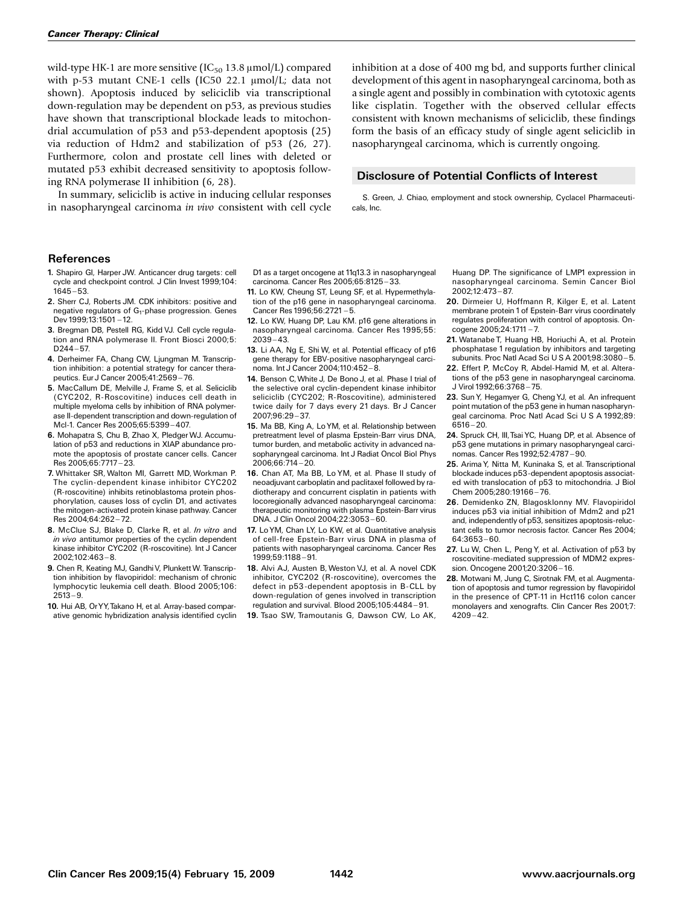wild-type HK-1 are more sensitive ($IC_{50}$ 13.8 μmol/L) compared with p-53 mutant CNE-1 cells (IC50 22.1 μmol/L; data not shown). Apoptosis induced by seliciclib via transcriptional down-regulation may be dependent on p53, as previous studies have shown that transcriptional blockade leads to mitochondrial accumulation of p53 and p53-dependent apoptosis (25) via reduction of Hdm2 and stabilization of p53 (26, 27). Furthermore, colon and prostate cell lines with deleted or mutated p53 exhibit decreased sensitivity to apoptosis following RNA polymerase II inhibition (6, 28).

In summary, seliciclib is active in inducing cellular responses in nasopharyngeal carcinoma *in vivo* consistent with cell cycle inhibition at a dose of 400 mg bd, and supports further clinical development of this agent in nasopharyngeal carcinoma, both as a single agent and possibly in combination with cytotoxic agents like cisplatin. Together with the observed cellular effects consistent with known mechanisms of seliciclib, these findings form the basis of an efficacy study of single agent seliciclib in nasopharyngeal carcinoma, which is currently ongoing.

## Disclosure of Potential Conflicts of Interest

S. Green, J. Chiao, employment and stock ownership, Cyclacel Pharmaceuticals, Inc.

## References

1. Shapiro GI, Harper JW. Anticancer drug targets: cell cycle and checkpoint control. J Clin Invest 1999;104:1645–53.
2. Sherr CJ, Roberts JM. CDK inhibitors: positive and negative regulators of $G_1$-phase progression. Genes Dev 1999;13:1501–12.
3. Bregman DB, Pestell RG, Kidd VJ. Cell cycle regulation and RNA polymerase II. Front Biosci 2000;5:D244–57.
4. Derheimer FA, Chang CW, Ljungman M. Transcription inhibition: a potential strategy for cancer therapeutics. Eur J Cancer 2005;41:2569–76.
5. MacCallum DE, Melville J, Frame S, et al. Seliciclib (CYC202, R-Roscovitine) induces cell death in multiple myeloma cells by inhibition of RNA polymerase II-dependent transcription and down-regulation of Mcl-1. Cancer Res 2005;65:5399–407.
6. Mohapatra S, Chu B, Zhao X, Pledger WJ. Accumulation of p53 and reductions in XIAP abundance promote the apoptosis of prostate cancer cells. Cancer Res 2005;65:7717–23.
7. Whittaker SR, Walton MI, Garrett MD, Workman P. The cyclin-dependent kinase inhibitor CYC202 (R-roscovitine) inhibits retinoblastoma protein phosphorylation, causes loss of cyclin D1, and activates the mitogen-activated protein kinase pathway. Cancer Res 2004;64:262–72.
8. McClue SJ, Blake D, Clarke R, et al. *In vitro* and *in vivo* antitumor properties of the cyclin dependent kinase inhibitor CYC202 (R-roscovitine). Int J Cancer 2002;102:463–8.
9. Chen R, Keating MJ, Gandhi V, Plunkett W. Transcription inhibition by flavopiridol: mechanism of chronic lymphocytic leukemia cell death. Blood 2005;106:2513–9.
10. Hui AB, Or YY, Takano H, et al. Array-based comparative genomic hybridization analysis identified cyclin D1 as a target oncogene at 11q13.3 in nasopharyngeal carcinoma. Cancer Res 2005;65:8125–33.
11. Lo KW, Cheung ST, Leung SF, et al. Hypermethylation of the p16 gene in nasopharyngeal carcinoma. Cancer Res 1996;56:2721–5.
12. Lo KW, Huang DP, Lau KM. p16 gene alterations in nasopharyngeal carcinoma. Cancer Res 1995;55:2039–43.
13. Li AA, Ng E, Shi W, et al. Potential efficacy of p16 gene therapy for EBV-positive nasopharyngeal carcinoma. Int J Cancer 2004;110:452–8.
14. Benson C, White J, De Bono J, et al. Phase I trial of the selective oral cyclin-dependent kinase inhibitor seliciclib (CYC202; R-Roscovitine), administered twice daily for 7 days every 21 days. Br J Cancer 2007;96:29–37.
15. Ma BB, King A, Lo YM, et al. Relationship between pretreatment level of plasma Epstein-Barr virus DNA, tumor burden, and metabolic activity in advanced nasopharyngeal carcinoma. Int J Radiat Oncol Biol Phys 2006;66:714–20.
16. Chan AT, Ma BB, Lo YM, et al. Phase II study of neoadjuvant carboplatin and paclitaxel followed by radiotherapy and concurrent cisplatin in patients with locoregionally advanced nasopharyngeal carcinoma: therapeutic monitoring with plasma Epstein-Barr virus DNA. J Clin Oncol 2004;22:3053–60.
17. Lo YM, Chan LY, Lo KW, et al. Quantitative analysis of cell-free Epstein-Barr virus DNA in plasma of patients with nasopharyngeal carcinoma. Cancer Res 1999;59:1188–91.
18. Alvi AJ, Austen B, Weston VJ, et al. A novel CDK inhibitor, CYC202 (R-roscovitine), overcomes the defect in p53-dependent apoptosis in B-CLL by down-regulation of genes involved in transcription regulation and survival. Blood 2005;105:4484–91.
19. Tsao SW, Tramoutanis G, Dawson CW, Lo AK, Huang DP. The significance of LMP1 expression in nasopharyngeal carcinoma. Semin Cancer Biol 2002;12:473–87.
20. Dirmeier U, Hoffmann R, Kilger E, et al. Latent membrane protein 1 of Epstein-Barr virus coordinately regulates proliferation with control of apoptosis. Oncogene 2005;24:1711–7.
21. Watanabe T, Huang HB, Horiuchi A, et al. Protein phosphatase 1 regulation by inhibitors and targeting subunits. Proc Natl Acad Sci U S A 2001;98:3080–5.
22. Effert P, McCoy R, Abdel-Hamid M, et al. Alterations of the p53 gene in nasopharyngeal carcinoma. J Virol 1992;66:3768–75.
23. Sun Y, Hegamyer G, Cheng YJ, et al. An infrequent point mutation of the p53 gene in human nasopharyngeal carcinoma. Proc Natl Acad Sci U S A 1992;89:6516–20.
24. Spruck CH, III, Tsai YC, Huang DP, et al. Absence of p53 gene mutations in primary nasopharyngeal carcinomas. Cancer Res 1992;52:4787–90.
25. Arima Y, Nitta M, Kuninaka S, et al. Transcriptional blockade induces p53-dependent apoptosis associated with translocation of p53 to mitochondria. J Biol Chem 2005;280:19166–76.
26. Demidenko ZN, Blagosklonny MV. Flavopiridol induces p53 via initial inhibition of Mdm2 and p21 and, independently of p53, sensitizes apoptosis-reluctant cells to tumor necrosis factor. Cancer Res 2004;64:3653–60.
27. Lu W, Chen L, Peng Y, et al. Activation of p53 by roscovitine-mediated suppression of MDM2 expression. Oncogene 2001;20:3206–16.
28. Motwani M, Jung C, Sirotnak FM, et al. Augmentation of apoptosis and tumor regression by flavopiridol in the presence of CPT-11 in Hct116 colon cancer monolayers and xenografts. Clin Cancer Res 2001;7:4209–42.